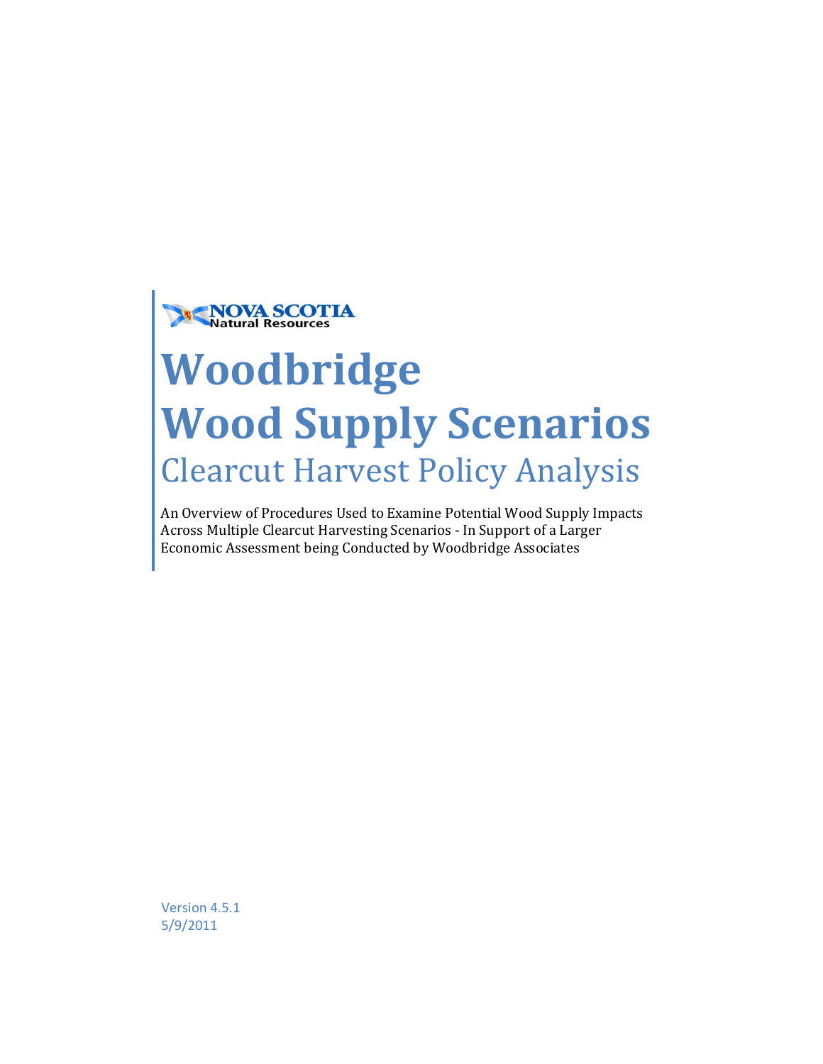NOVA SCOTIA
Natural Resources

# Woodbridge Wood Supply Scenarios

## Clearcut Harvest Policy Analysis

An Overview of Procedures Used to Examine Potential Wood Supply Impacts Across Multiple Clearcut Harvesting Scenarios - In Support of a Larger Economic Assessment being Conducted by Woodbridge Associates

Version 4.5.1
5/9/2011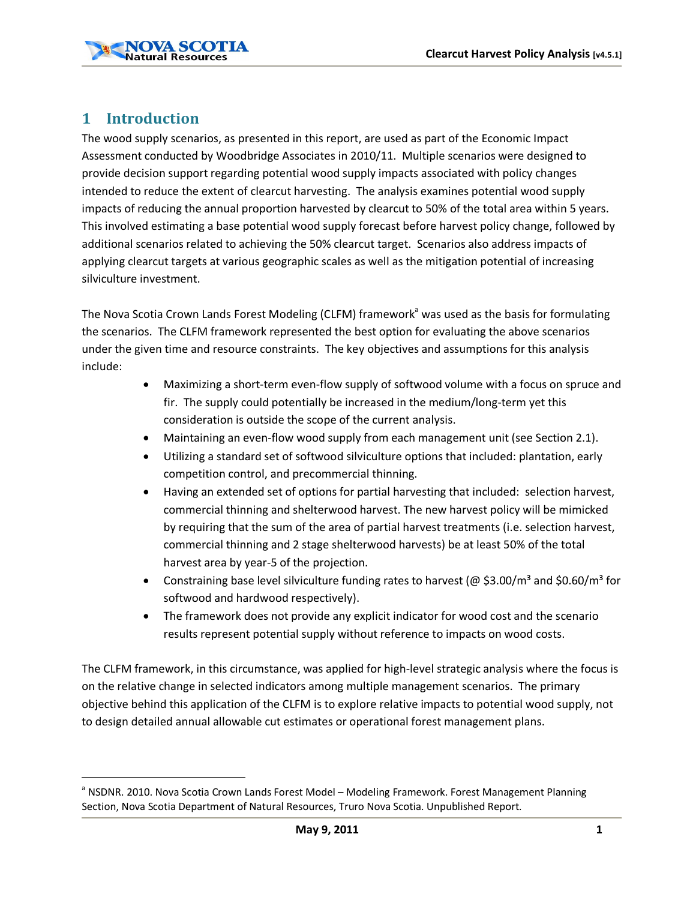# 1 Introduction

The wood supply scenarios, as presented in this report, are used as part of the Economic Impact Assessment conducted by Woodbridge Associates in 2010/11. Multiple scenarios were designed to provide decision support regarding potential wood supply impacts associated with policy changes intended to reduce the extent of clearcut harvesting. The analysis examines potential wood supply impacts of reducing the annual proportion harvested by clearcut to 50% of the total area within 5 years. This involved estimating a base potential wood supply forecast before harvest policy change, followed by additional scenarios related to achieving the 50% clearcut target. Scenarios also address impacts of applying clearcut targets at various geographic scales as well as the mitigation potential of increasing silviculture investment.

The Nova Scotia Crown Lands Forest Modeling (CLFM) framework[a] was used as the basis for formulating the scenarios. The CLFM framework represented the best option for evaluating the above scenarios under the given time and resource constraints. The key objectives and assumptions for this analysis include:

- Maximizing a short-term even-flow supply of softwood volume with a focus on spruce and fir. The supply could potentially be increased in the medium/long-term yet this consideration is outside the scope of the current analysis.
- Maintaining an even-flow wood supply from each management unit (see Section 2.1).
- Utilizing a standard set of softwood silviculture options that included: plantation, early competition control, and precommercial thinning.
- Having an extended set of options for partial harvesting that included: selection harvest, commercial thinning and shelterwood harvest. The new harvest policy will be mimicked by requiring that the sum of the area of partial harvest treatments (i.e. selection harvest, commercial thinning and 2 stage shelterwood harvests) be at least 50% of the total harvest area by year-5 of the projection.
- Constraining base level silviculture funding rates to harvest (@ \$3.00/m³ and \$0.60/m³ for softwood and hardwood respectively).
- The framework does not provide any explicit indicator for wood cost and the scenario results represent potential supply without reference to impacts on wood costs.

The CLFM framework, in this circumstance, was applied for high-level strategic analysis where the focus is on the relative change in selected indicators among multiple management scenarios. The primary objective behind this application of the CLFM is to explore relative impacts to potential wood supply, not to design detailed annual allowable cut estimates or operational forest management plans.

[a] NSDNR. 2010. Nova Scotia Crown Lands Forest Model – Modeling Framework. Forest Management Planning Section, Nova Scotia Department of Natural Resources, Truro Nova Scotia. Unpublished Report.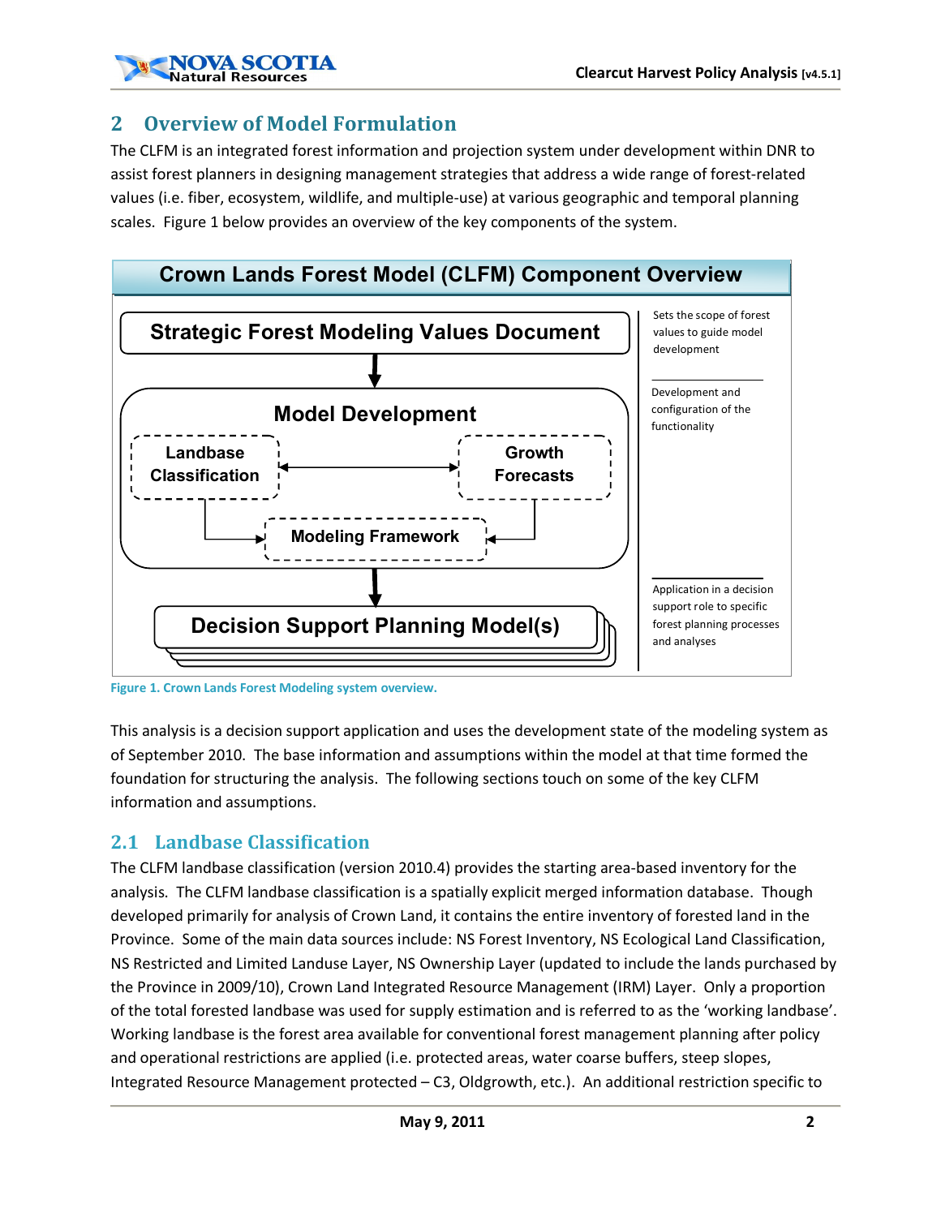## 2 Overview of Model Formulation

The CLFM is an integrated forest information and projection system under development within DNR to assist forest planners in designing management strategies that address a wide range of forest-related values (i.e. fiber, ecosystem, wildlife, and multiple-use) at various geographic and temporal planning scales. Figure 1 below provides an overview of the key components of the system.

Crown Lands Forest Model (CLFM) Component Overview

Strategic Forest Modeling Values Document

Sets the scope of forest values to guide model development

Model Development

Landbase Classification

Growth Forecasts

Modeling Framework

Development and configuration of the functionality

Decision Support Planning Model(s)

Application in a decision support role to specific forest planning processes and analyses

**Figure 1. Crown Lands Forest Modeling system overview.**

This analysis is a decision support application and uses the development state of the modeling system as of September 2010. The base information and assumptions within the model at that time formed the foundation for structuring the analysis. The following sections touch on some of the key CLFM information and assumptions.

### 2.1 Landbase Classification

The CLFM landbase classification (version 2010.4) provides the starting area-based inventory for the analysis. The CLFM landbase classification is a spatially explicit merged information database. Though developed primarily for analysis of Crown Land, it contains the entire inventory of forested land in the Province. Some of the main data sources include: NS Forest Inventory, NS Ecological Land Classification, NS Restricted and Limited Landuse Layer, NS Ownership Layer (updated to include the lands purchased by the Province in 2009/10), Crown Land Integrated Resource Management (IRM) Layer. Only a proportion of the total forested landbase was used for supply estimation and is referred to as the 'working landbase'. Working landbase is the forest area available for conventional forest management planning after policy and operational restrictions are applied (i.e. protected areas, water coarse buffers, steep slopes, Integrated Resource Management protected – C3, Oldgrowth, etc.). An additional restriction specific to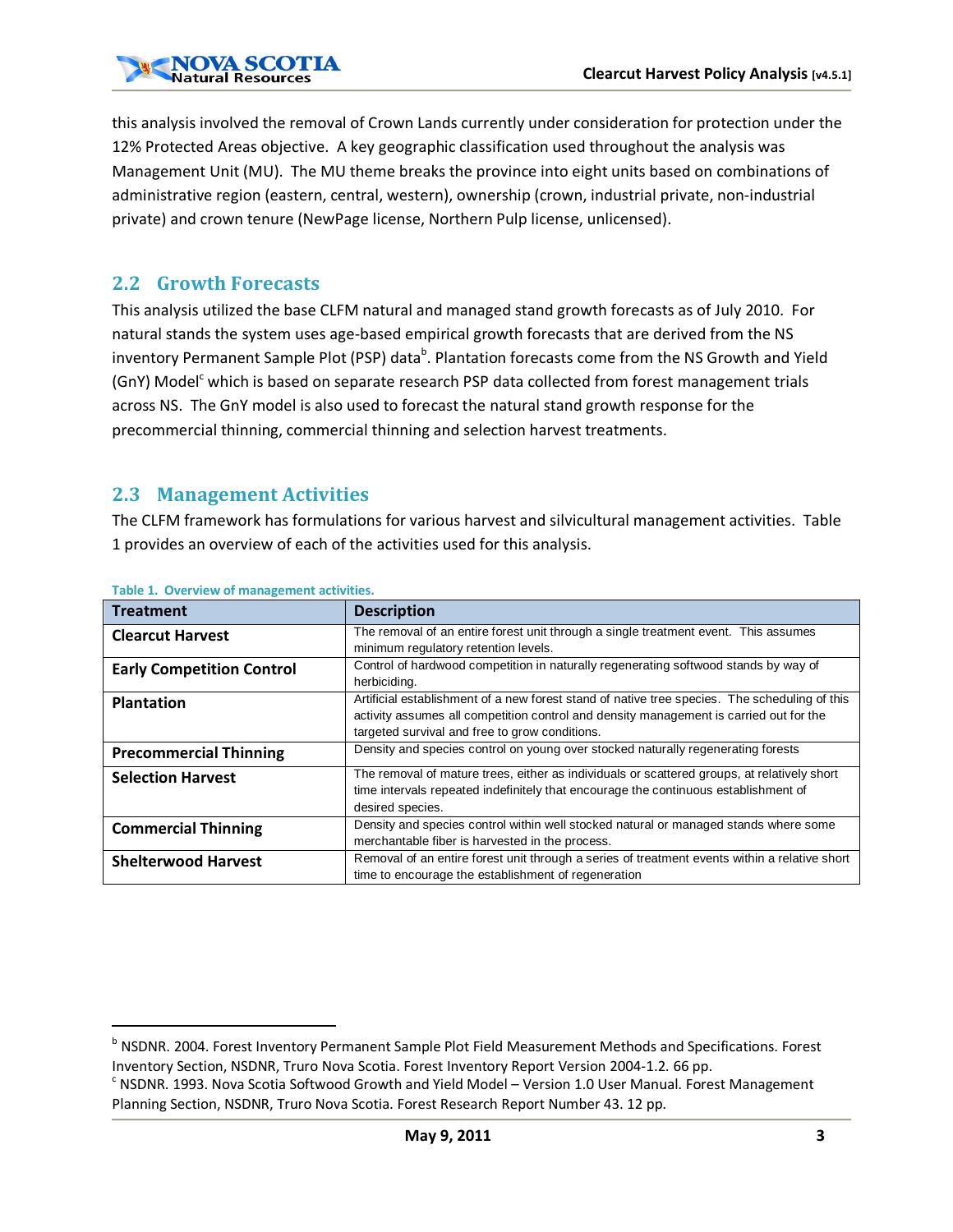this analysis involved the removal of Crown Lands currently under consideration for protection under the 12% Protected Areas objective. A key geographic classification used throughout the analysis was Management Unit (MU). The MU theme breaks the province into eight units based on combinations of administrative region (eastern, central, western), ownership (crown, industrial private, non-industrial private) and crown tenure (NewPage license, Northern Pulp license, unlicensed).

## 2.2 Growth Forecasts

This analysis utilized the base CLFM natural and managed stand growth forecasts as of July 2010. For natural stands the system uses age-based empirical growth forecasts that are derived from the NS inventory Permanent Sample Plot (PSP) data[b]. Plantation forecasts come from the NS Growth and Yield (GnY) Model[c] which is based on separate research PSP data collected from forest management trials across NS. The GnY model is also used to forecast the natural stand growth response for the precommercial thinning, commercial thinning and selection harvest treatments.

## 2.3 Management Activities

The CLFM framework has formulations for various harvest and silvicultural management activities. Table 1 provides an overview of each of the activities used for this analysis.

Table 1. Overview of management activities.

| Treatment | Description |
|---|---|
| **Clearcut Harvest** | The removal of an entire forest unit through a single treatment event. This assumes minimum regulatory retention levels. |
| **Early Competition Control** | Control of hardwood competition in naturally regenerating softwood stands by way of herbiciding. |
| **Plantation** | Artificial establishment of a new forest stand of native tree species. The scheduling of this activity assumes all competition control and density management is carried out for the targeted survival and free to grow conditions. |
| **Precommercial Thinning** | Density and species control on young over stocked naturally regenerating forests |
| **Selection Harvest** | The removal of mature trees, either as individuals or scattered groups, at relatively short time intervals repeated indefinitely that encourage the continuous establishment of desired species. |
| **Commercial Thinning** | Density and species control within well stocked natural or managed stands where some merchantable fiber is harvested in the process. |
| **Shelterwood Harvest** | Removal of an entire forest unit through a series of treatment events within a relative short time to encourage the establishment of regeneration |

---

[b] NSDNR. 2004. Forest Inventory Permanent Sample Plot Field Measurement Methods and Specifications. Forest Inventory Section, NSDNR, Truro Nova Scotia. Forest Inventory Report Version 2004-1.2. 66 pp.

[c] NSDNR. 1993. Nova Scotia Softwood Growth and Yield Model – Version 1.0 User Manual. Forest Management Planning Section, NSDNR, Truro Nova Scotia. Forest Research Report Number 43. 12 pp.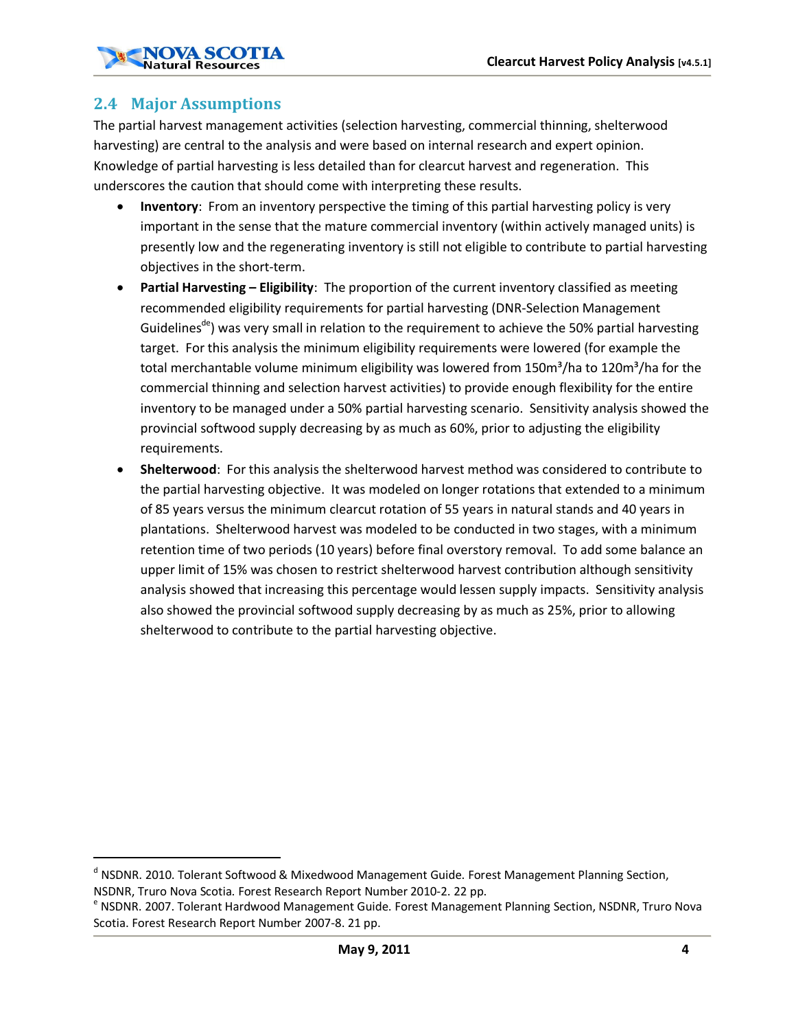## 2.4 Major Assumptions

The partial harvest management activities (selection harvesting, commercial thinning, shelterwood harvesting) are central to the analysis and were based on internal research and expert opinion. Knowledge of partial harvesting is less detailed than for clearcut harvest and regeneration. This underscores the caution that should come with interpreting these results.

- **Inventory**: From an inventory perspective the timing of this partial harvesting policy is very important in the sense that the mature commercial inventory (within actively managed units) is presently low and the regenerating inventory is still not eligible to contribute to partial harvesting objectives in the short-term.
- **Partial Harvesting – Eligibility**: The proportion of the current inventory classified as meeting recommended eligibility requirements for partial harvesting (DNR-Selection Management Guidelines[de]) was very small in relation to the requirement to achieve the 50% partial harvesting target. For this analysis the minimum eligibility requirements were lowered (for example the total merchantable volume minimum eligibility was lowered from 150m³/ha to 120m³/ha for the commercial thinning and selection harvest activities) to provide enough flexibility for the entire inventory to be managed under a 50% partial harvesting scenario. Sensitivity analysis showed the provincial softwood supply decreasing by as much as 60%, prior to adjusting the eligibility requirements.
- **Shelterwood**: For this analysis the shelterwood harvest method was considered to contribute to the partial harvesting objective. It was modeled on longer rotations that extended to a minimum of 85 years versus the minimum clearcut rotation of 55 years in natural stands and 40 years in plantations. Shelterwood harvest was modeled to be conducted in two stages, with a minimum retention time of two periods (10 years) before final overstory removal. To add some balance an upper limit of 15% was chosen to restrict shelterwood harvest contribution although sensitivity analysis showed that increasing this percentage would lessen supply impacts. Sensitivity analysis also showed the provincial softwood supply decreasing by as much as 25%, prior to allowing shelterwood to contribute to the partial harvesting objective.

---

[d] NSDNR. 2010. Tolerant Softwood & Mixedwood Management Guide. Forest Management Planning Section, NSDNR, Truro Nova Scotia. Forest Research Report Number 2010-2. 22 pp.

[e] NSDNR. 2007. Tolerant Hardwood Management Guide. Forest Management Planning Section, NSDNR, Truro Nova Scotia. Forest Research Report Number 2007-8. 21 pp.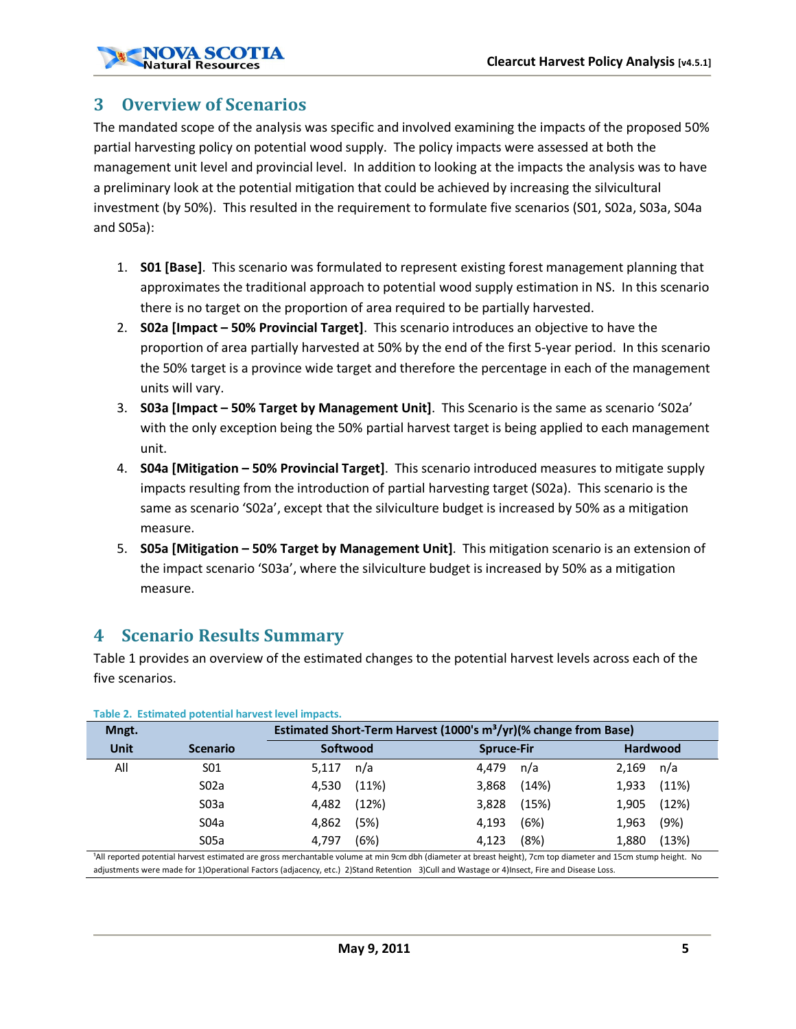# 3 Overview of Scenarios

The mandated scope of the analysis was specific and involved examining the impacts of the proposed 50% partial harvesting policy on potential wood supply. The policy impacts were assessed at both the management unit level and provincial level. In addition to looking at the impacts the analysis was to have a preliminary look at the potential mitigation that could be achieved by increasing the silvicultural investment (by 50%). This resulted in the requirement to formulate five scenarios (S01, S02a, S03a, S04a and S05a):

1. **S01 [Base]**. This scenario was formulated to represent existing forest management planning that approximates the traditional approach to potential wood supply estimation in NS. In this scenario there is no target on the proportion of area required to be partially harvested.
2. **S02a [Impact – 50% Provincial Target]**. This scenario introduces an objective to have the proportion of area partially harvested at 50% by the end of the first 5-year period. In this scenario the 50% target is a province wide target and therefore the percentage in each of the management units will vary.
3. **S03a [Impact – 50% Target by Management Unit]**. This Scenario is the same as scenario 'S02a' with the only exception being the 50% partial harvest target is being applied to each management unit.
4. **S04a [Mitigation – 50% Provincial Target]**. This scenario introduced measures to mitigate supply impacts resulting from the introduction of partial harvesting target (S02a). This scenario is the same as scenario 'S02a', except that the silviculture budget is increased by 50% as a mitigation measure.
5. **S05a [Mitigation – 50% Target by Management Unit]**. This mitigation scenario is an extension of the impact scenario 'S03a', where the silviculture budget is increased by 50% as a mitigation measure.

# 4 Scenario Results Summary

Table 1 provides an overview of the estimated changes to the potential harvest levels across each of the five scenarios.

**Table 2. Estimated potential harvest level impacts.**

| Mngt. Unit | Scenario | Estimated Short-Term Harvest (1000's m³/yr)(% change from Base) | | | | | |
|---|---|---|---|---|---|---|---|
| | | Softwood | | Spruce-Fir | | Hardwood | |
| All | S01 | 5,117 | n/a | 4,479 | n/a | 2,169 | n/a |
| | S02a | 4,530 | (11%) | 3,868 | (14%) | 1,933 | (11%) |
| | S03a | 4,482 | (12%) | 3,828 | (15%) | 1,905 | (12%) |
| | S04a | 4,862 | (5%) | 4,193 | (6%) | 1,963 | (9%) |
| | S05a | 4,797 | (6%) | 4,123 | (8%) | 1,880 | (13%) |

[1]All reported potential harvest estimated are gross merchantable volume at min 9cm dbh (diameter at breast height), 7cm top diameter and 15cm stump height. No adjustments were made for 1)Operational Factors (adjacency, etc.) 2)Stand Retention 3)Cull and Wastage or 4)Insect, Fire and Disease Loss.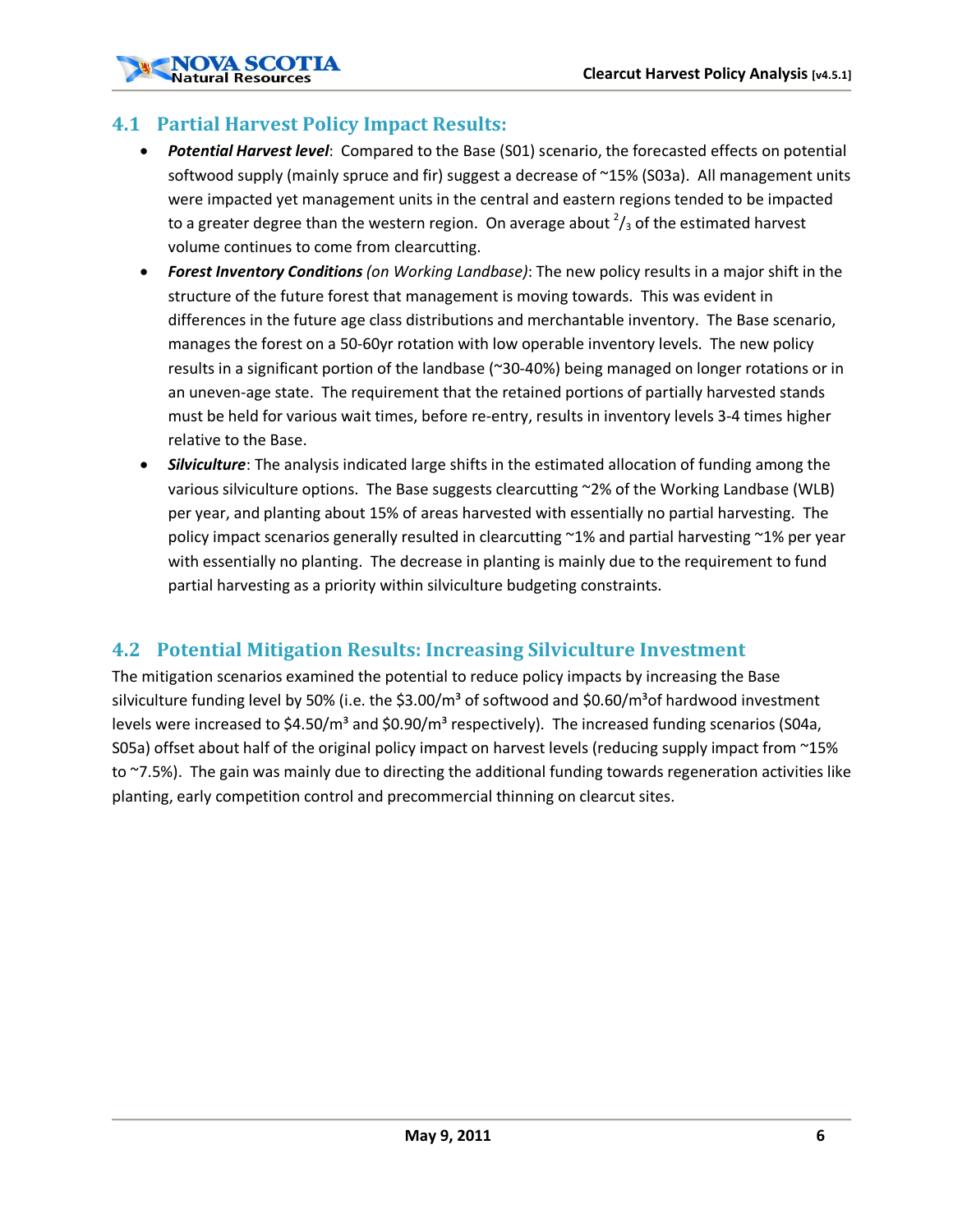## 4.1 Partial Harvest Policy Impact Results:

- ***Potential Harvest level***: Compared to the Base (S01) scenario, the forecasted effects on potential softwood supply (mainly spruce and fir) suggest a decrease of ~15% (S03a). All management units were impacted yet management units in the central and eastern regions tended to be impacted to a greater degree than the western region. On average about $^{2}/_{3}$ of the estimated harvest volume continues to come from clearcutting.
- ***Forest Inventory Conditions*** *(on Working Landbase)*: The new policy results in a major shift in the structure of the future forest that management is moving towards. This was evident in differences in the future age class distributions and merchantable inventory. The Base scenario, manages the forest on a 50-60yr rotation with low operable inventory levels. The new policy results in a significant portion of the landbase (~30-40%) being managed on longer rotations or in an uneven-age state. The requirement that the retained portions of partially harvested stands must be held for various wait times, before re-entry, results in inventory levels 3-4 times higher relative to the Base.
- ***Silviculture***: The analysis indicated large shifts in the estimated allocation of funding among the various silviculture options. The Base suggests clearcutting ~2% of the Working Landbase (WLB) per year, and planting about 15% of areas harvested with essentially no partial harvesting. The policy impact scenarios generally resulted in clearcutting ~1% and partial harvesting ~1% per year with essentially no planting. The decrease in planting is mainly due to the requirement to fund partial harvesting as a priority within silviculture budgeting constraints.

## 4.2 Potential Mitigation Results: Increasing Silviculture Investment

The mitigation scenarios examined the potential to reduce policy impacts by increasing the Base silviculture funding level by 50% (i.e. the $3.00/m³ of softwood and $0.60/m³of hardwood investment levels were increased to $4.50/m³ and $0.90/m³ respectively). The increased funding scenarios (S04a, S05a) offset about half of the original policy impact on harvest levels (reducing supply impact from ~15% to ~7.5%). The gain was mainly due to directing the additional funding towards regeneration activities like planting, early competition control and precommercial thinning on clearcut sites.